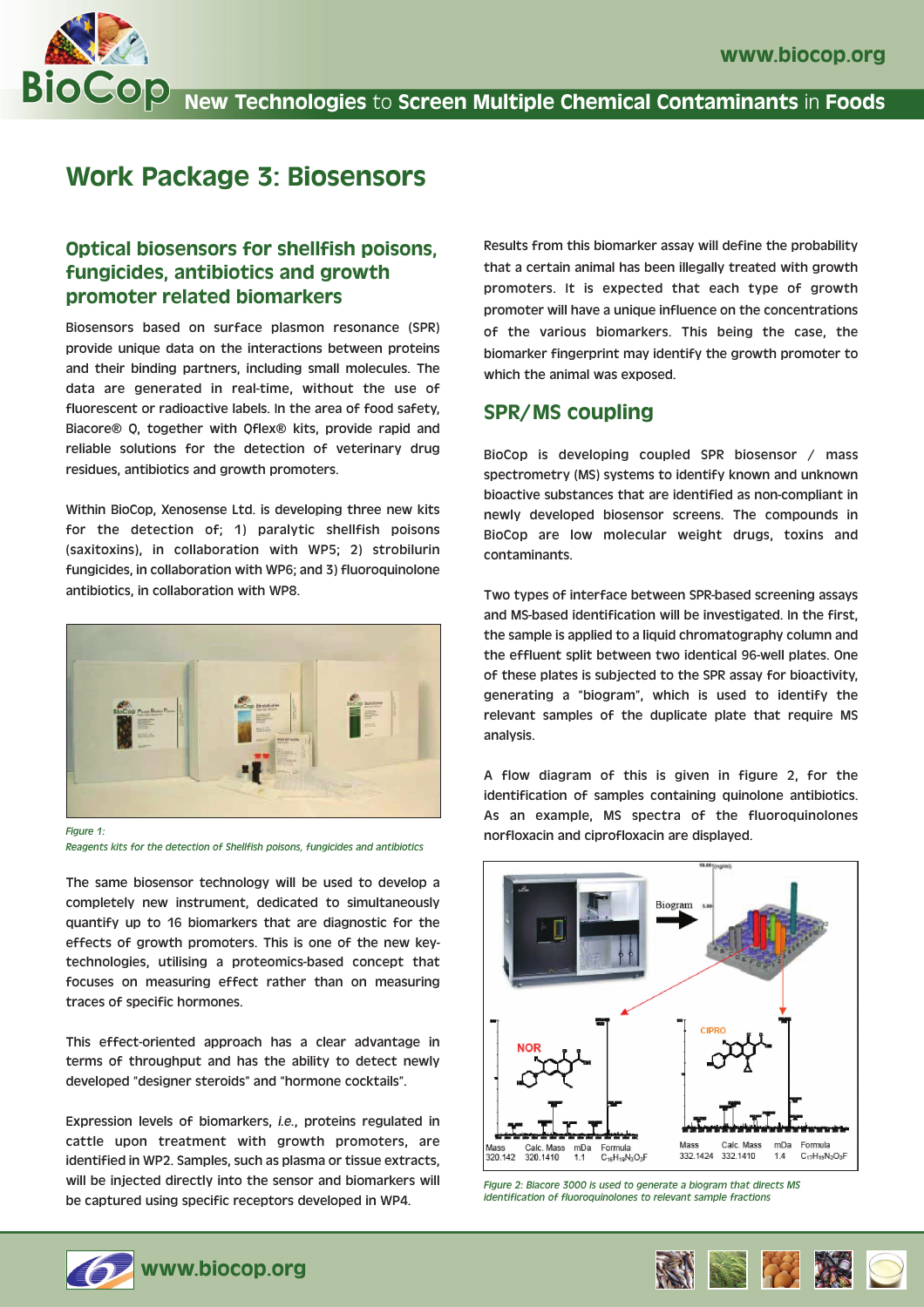# Work Package 3: Biosensors

## Optical biosensors for shellfish poisons, fungicides, antibiotics and growth promoter related biomarkers

Biosensors based on surface plasmon resonance (SPR) provide unique data on the interactions between proteins and their binding partners, including small molecules. The data are generated in real-time, without the use of fluorescent or radioactive labels. In the area of food safety, Biacore® Q, together with Qflex® kits, provide rapid and reliable solutions for the detection of veterinary drug residues, antibiotics and growth promoters.

Within BioCop, Xenosense Ltd. is developing three new kits for the detection of; 1) paralytic shellfish poisons (saxitoxins), in collaboration with WP5; 2) strobilurin fungicides, in collaboration with WP6; and 3) fluoroquinolone antibiotics, in collaboration with WP8.

*Figure 1: Reagents kits for the detection of Shellfish poisons, fungicides and antibiotics*

The same biosensor technology will be used to develop a completely new instrument, dedicated to simultaneously quantify up to 16 biomarkers that are diagnostic for the effects of growth promoters. This is one of the new key-technologies, utilising a proteomics-based concept that focuses on measuring effect rather than on measuring traces of specific hormones.

This effect-oriented approach has a clear advantage in terms of throughput and has the ability to detect newly developed "designer steroids" and "hormone cocktails".

Expression levels of biomarkers, *i.e.*, proteins regulated in cattle upon treatment with growth promoters, are identified in WP2. Samples, such as plasma or tissue extracts, will be injected directly into the sensor and biomarkers will be captured using specific receptors developed in WP4.

Results from this biomarker assay will define the probability that a certain animal has been illegally treated with growth promoters. It is expected that each type of growth promoter will have a unique influence on the concentrations of the various biomarkers. This being the case, the biomarker fingerprint may identify the growth promoter to which the animal was exposed.

## SPR/MS coupling

BioCop is developing coupled SPR biosensor / mass spectrometry (MS) systems to identify known and unknown bioactive substances that are identified as non-compliant in newly developed biosensor screens. The compounds in BioCop are low molecular weight drugs, toxins and contaminants.

Two types of interface between SPR-based screening assays and MS-based identification will be investigated. In the first, the sample is applied to a liquid chromatography column and the effluent split between two identical 96-well plates. One of these plates is subjected to the SPR assay for bioactivity, generating a "biogram", which is used to identify the relevant samples of the duplicate plate that require MS analysis.

A flow diagram of this is given in figure 2, for the identification of samples containing quinolone antibiotics. As an example, MS spectra of the fluoroquinolones norfloxacin and ciprofloxacin are displayed.

*Figure 2: Biacore 3000 is used to generate a biogram that directs MS identification of fluoroquinolones to relevant sample fractions*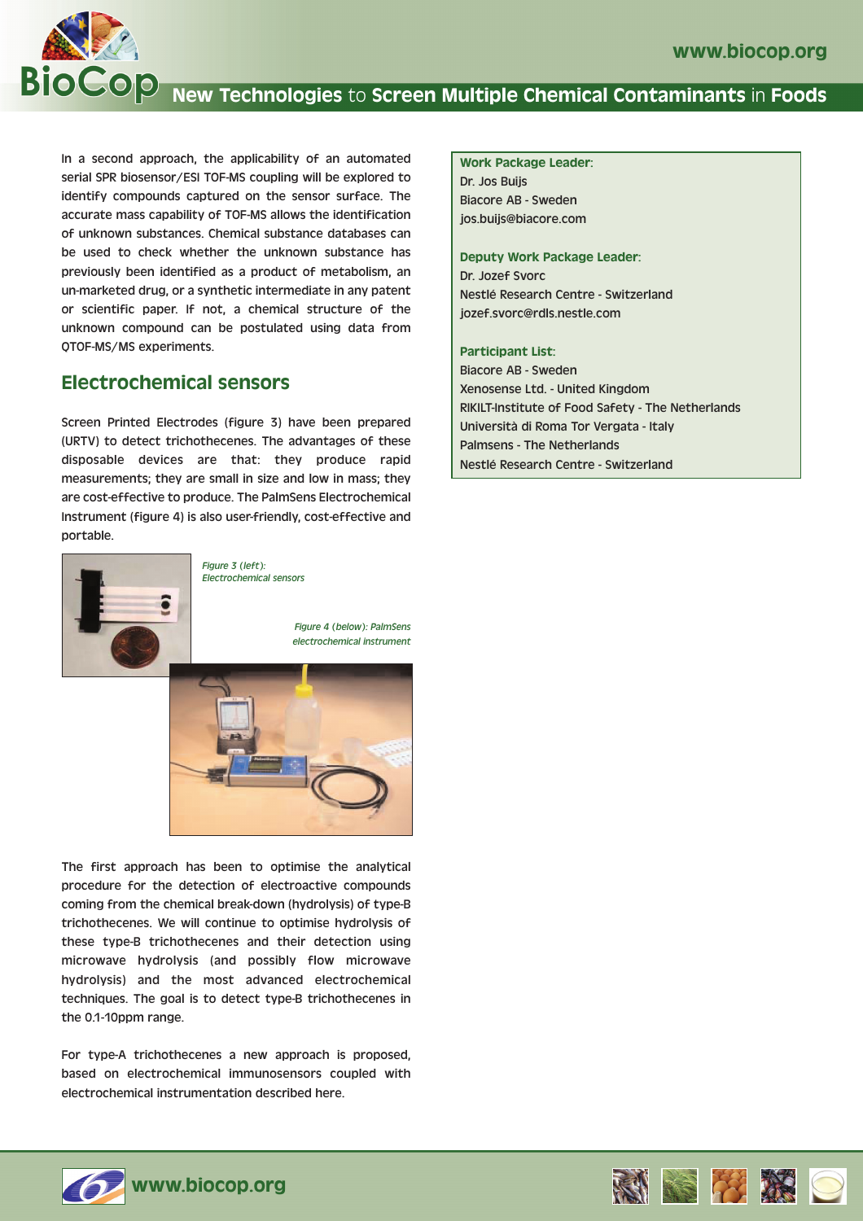In a second approach, the applicability of an automated serial SPR biosensor/ESI TOF-MS coupling will be explored to identify compounds captured on the sensor surface. The accurate mass capability of TOF-MS allows the identification of unknown substances. Chemical substance databases can be used to check whether the unknown substance has previously been identified as a product of metabolism, an un-marketed drug, or a synthetic intermediate in any patent or scientific paper. If not, a chemical structure of the unknown compound can be postulated using data from QTOF-MS/MS experiments.

## Electrochemical sensors

Screen Printed Electrodes (figure 3) have been prepared (URTV) to detect trichothecenes. The advantages of these disposable devices are that: they produce rapid measurements; they are small in size and low in mass; they are cost-effective to produce. The PalmSens Electrochemical Instrument (figure 4) is also user-friendly, cost-effective and portable.

*Figure 3 (left): Electrochemical sensors*

*Figure 4 (below): PalmSens electrochemical instrument*

The first approach has been to optimise the analytical procedure for the detection of electroactive compounds coming from the chemical break-down (hydrolysis) of type-B trichothecenes. We will continue to optimise hydrolysis of these type-B trichothecenes and their detection using microwave hydrolysis (and possibly flow microwave hydrolysis) and the most advanced electrochemical techniques. The goal is to detect type-B trichothecenes in the 0.1-10ppm range.

For type-A trichothecenes a new approach is proposed, based on electrochemical immunosensors coupled with electrochemical instrumentation described here.

**Work Package Leader:**
Dr. Jos Buijs
Biacore AB - Sweden
jos.buijs@biacore.com

**Deputy Work Package Leader:**
Dr. Jozef Svorc
Nestlé Research Centre - Switzerland
jozef.svorc@rdls.nestle.com

**Participant List:**
Biacore AB - Sweden
Xenosense Ltd. - United Kingdom
RIKILT-Institute of Food Safety - The Netherlands
Università di Roma Tor Vergata - Italy
Palmsens - The Netherlands
Nestlé Research Centre - Switzerland